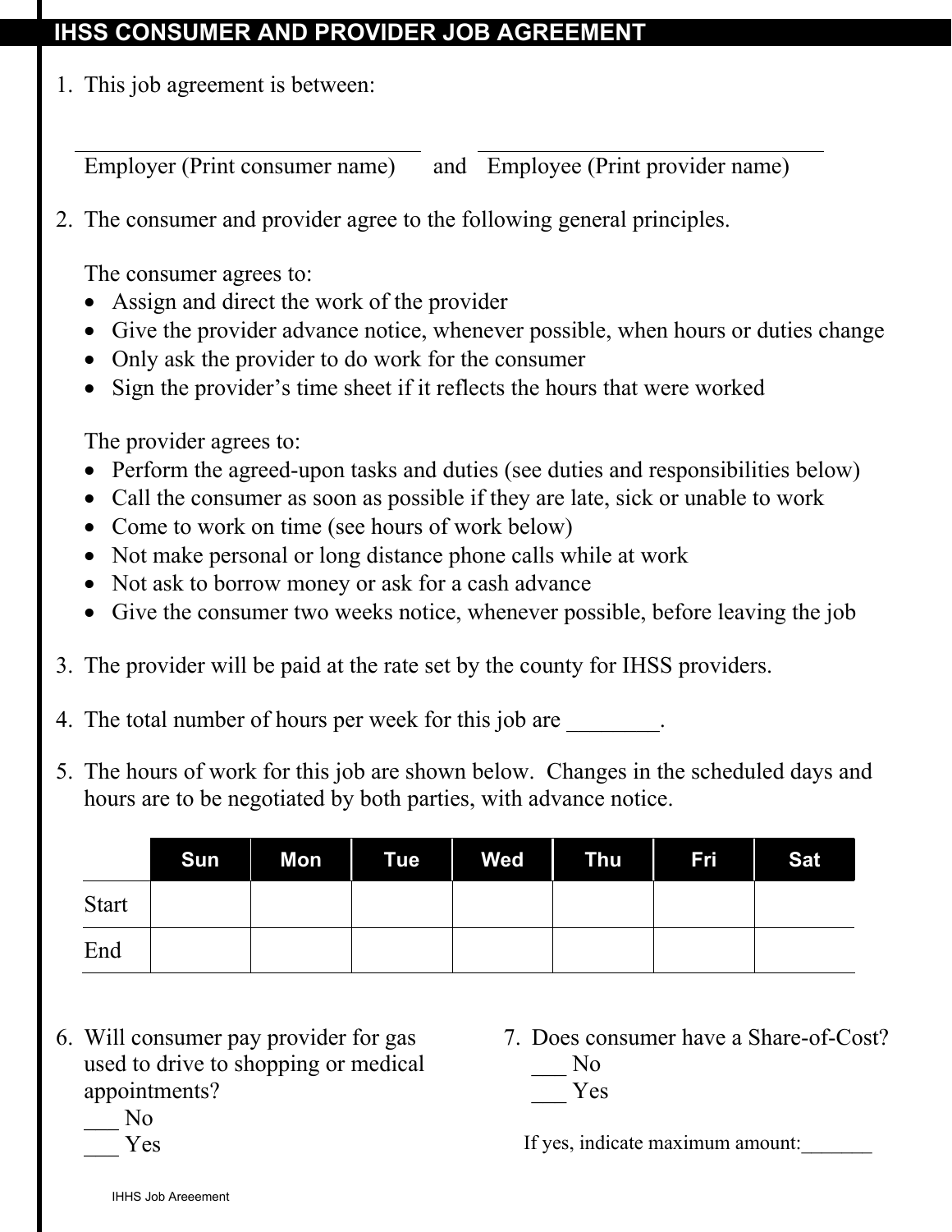# IHSS CONSUMER AND PROVIDER JOB AGREEMENT

1. This job agreement is between:

   ______________________________ and ______________________________

   Employer (Print consumer name) and Employee (Print provider name)

2. The consumer and provider agree to the following general principles.

   The consumer agrees to:
   - Assign and direct the work of the provider
   - Give the provider advance notice, whenever possible, when hours or duties change
   - Only ask the provider to do work for the consumer
   - Sign the provider's time sheet if it reflects the hours that were worked

   The provider agrees to:
   - Perform the agreed-upon tasks and duties (see duties and responsibilities below)
   - Call the consumer as soon as possible if they are late, sick or unable to work
   - Come to work on time (see hours of work below)
   - Not make personal or long distance phone calls while at work
   - Not ask to borrow money or ask for a cash advance
   - Give the consumer two weeks notice, whenever possible, before leaving the job

3. The provider will be paid at the rate set by the county for IHSS providers.

4. The total number of hours per week for this job are ________.

5. The hours of work for this job are shown below. Changes in the scheduled days and hours are to be negotiated by both parties, with advance notice.

|  | Sun | Mon | Tue | Wed | Thu | Fri | Sat |
|---|---|---|---|---|---|---|---|
| Start |  |  |  |  |  |  |  |
| End |  |  |  |  |  |  |  |

6. Will consumer pay provider for gas used to drive to shopping or medical appointments?

   ___ No

   ___ Yes

7. Does consumer have a Share-of-Cost?

   ___ No

   ___ Yes

   If yes, indicate maximum amount:_______

IHHS Job Areeement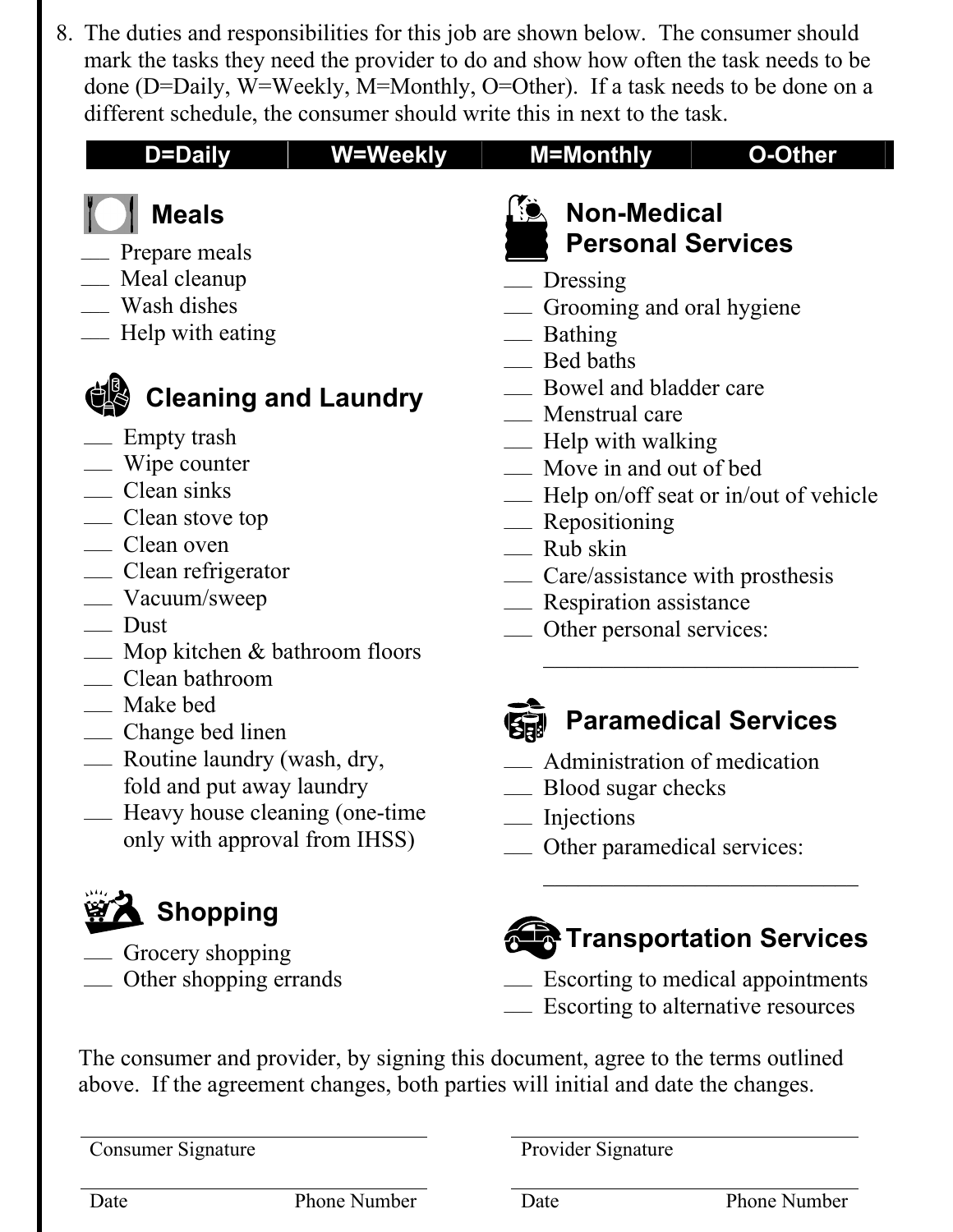8. The duties and responsibilities for this job are shown below. The consumer should mark the tasks they need the provider to do and show how often the task needs to be done (D=Daily, W=Weekly, M=Monthly, O=Other). If a task needs to be done on a different schedule, the consumer should write this in next to the task.

| D=Daily | W=Weekly | M=Monthly | O-Other |
| --- | --- | --- | --- |

## Meals

- ___ Prepare meals
- ___ Meal cleanup
- ___ Wash dishes
- ___ Help with eating

## Cleaning and Laundry

- ___ Empty trash
- ___ Wipe counter
- ___ Clean sinks
- ___ Clean stove top
- ___ Clean oven
- ___ Clean refrigerator
- ___ Vacuum/sweep
- ___ Dust
- ___ Mop kitchen & bathroom floors
- ___ Clean bathroom
- ___ Make bed
- ___ Change bed linen
- ___ Routine laundry (wash, dry, fold and put away laundry
- ___ Heavy house cleaning (one-time only with approval from IHSS)

## Shopping

- ___ Grocery shopping
- ___ Other shopping errands

## Non-Medical Personal Services

- ___ Dressing
- ___ Grooming and oral hygiene
- ___ Bathing
- ___ Bed baths
- ___ Bowel and bladder care
- ___ Menstrual care
- ___ Help with walking
- ___ Move in and out of bed
- ___ Help on/off seat or in/out of vehicle
- ___ Repositioning
- ___ Rub skin
- ___ Care/assistance with prosthesis
- ___ Respiration assistance
- ___ Other personal services: ______________________________

## Paramedical Services

- ___ Administration of medication
- ___ Blood sugar checks
- ___ Injections
- ___ Other paramedical services: ______________________________

## Transportation Services

- ___ Escorting to medical appointments
- ___ Escorting to alternative resources

The consumer and provider, by signing this document, agree to the terms outlined above. If the agreement changes, both parties will initial and date the changes.

______________________________
Consumer Signature

______________________________
Date Phone Number

______________________________
Provider Signature

______________________________
Date Phone Number